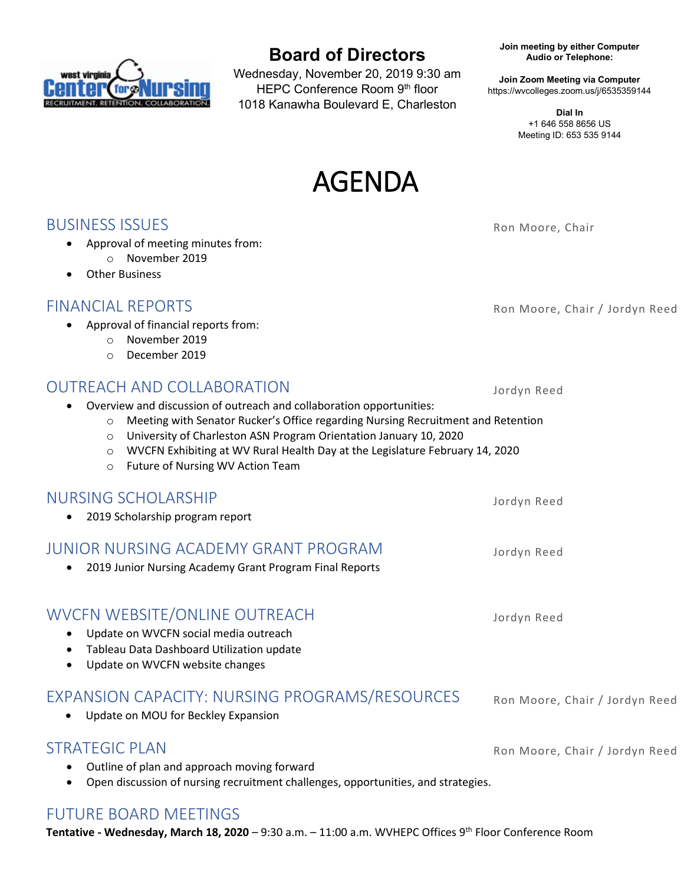West Virginia Center for Nursing — Recruitment. Retention. Collaboration.

# Board of Directors

Wednesday, November 20, 2019 9:30 am
HEPC Conference Room 9th floor
1018 Kanawha Boulevard E, Charleston

**Join meeting by either Computer Audio or Telephone:**

**Join Zoom Meeting via Computer**
https://wvcolleges.zoom.us/j/6535359144

**Dial In**
+1 646 558 8656 US
Meeting ID: 653 535 9144

# AGENDA

## BUSINESS ISSUES

Ron Moore, Chair

- Approval of meeting minutes from:
  - November 2019
- Other Business

## FINANCIAL REPORTS

Ron Moore, Chair / Jordyn Reed

- Approval of financial reports from:
  - November 2019
  - December 2019

## OUTREACH AND COLLABORATION

Jordyn Reed

- Overview and discussion of outreach and collaboration opportunities:
  - Meeting with Senator Rucker's Office regarding Nursing Recruitment and Retention
  - University of Charleston ASN Program Orientation January 10, 2020
  - WVCFN Exhibiting at WV Rural Health Day at the Legislature February 14, 2020
  - Future of Nursing WV Action Team

## NURSING SCHOLARSHIP

Jordyn Reed

- 2019 Scholarship program report

## JUNIOR NURSING ACADEMY GRANT PROGRAM

Jordyn Reed

- 2019 Junior Nursing Academy Grant Program Final Reports

## WVCFN WEBSITE/ONLINE OUTREACH

Jordyn Reed

- Update on WVCFN social media outreach
- Tableau Data Dashboard Utilization update
- Update on WVCFN website changes

## EXPANSION CAPACITY: NURSING PROGRAMS/RESOURCES

Ron Moore, Chair / Jordyn Reed

- Update on MOU for Beckley Expansion

## STRATEGIC PLAN

Ron Moore, Chair / Jordyn Reed

- Outline of plan and approach moving forward
- Open discussion of nursing recruitment challenges, opportunities, and strategies.

## FUTURE BOARD MEETINGS

**Tentative - Wednesday, March 18, 2020** – 9:30 a.m. – 11:00 a.m. WVHEPC Offices 9th Floor Conference Room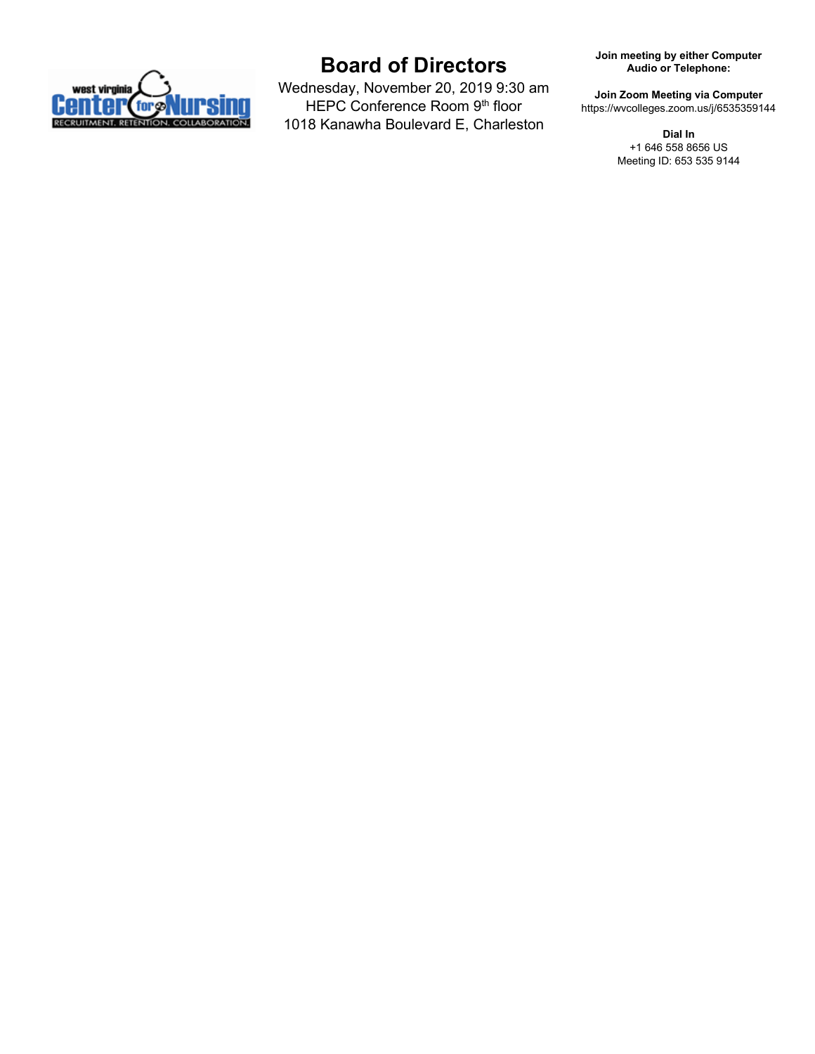# Board of Directors

Wednesday, November 20, 2019 9:30 am
HEPC Conference Room 9th floor
1018 Kanawha Boulevard E, Charleston

**Join meeting by either Computer Audio or Telephone:**

**Join Zoom Meeting via Computer**
https://wvcolleges.zoom.us/j/6535359144

**Dial In**
+1 646 558 8656 US
Meeting ID: 653 535 9144